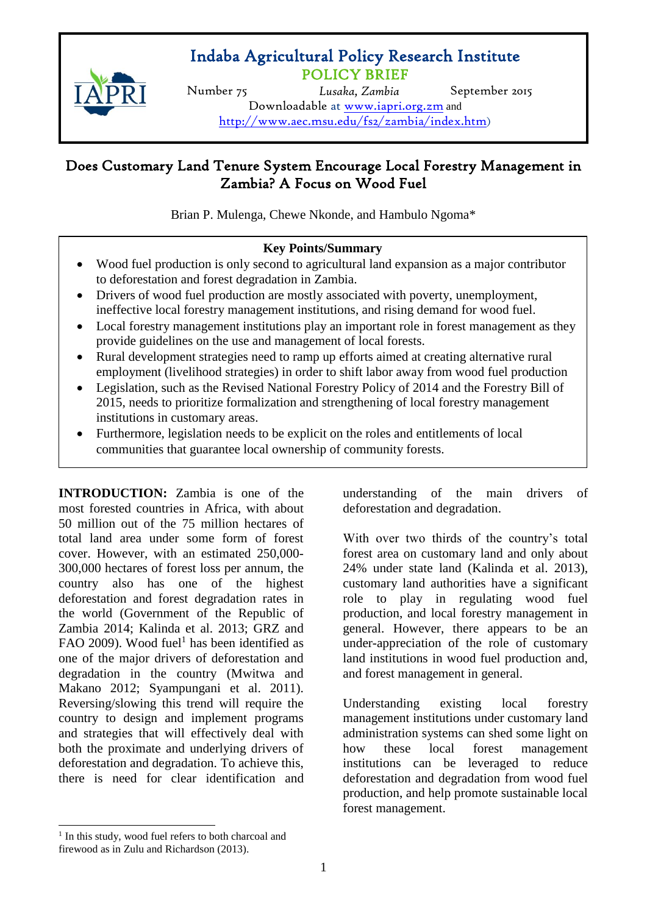# Indaba Agricultural Policy Research Institute

**POLICY BRIEF**

Number 75 — *Lusaka, Zambia* — September 2015

Downloadable at www.iapri.org.zm and http://www.aec.msu.edu/fs2/zambia/index.htm)

## Does Customary Land Tenure System Encourage Local Forestry Management in Zambia? A Focus on Wood Fuel

Brian P. Mulenga, Chewe Nkonde, and Hambulo Ngoma*

**Key Points/Summary**

- Wood fuel production is only second to agricultural land expansion as a major contributor to deforestation and forest degradation in Zambia.
- Drivers of wood fuel production are mostly associated with poverty, unemployment, ineffective local forestry management institutions, and rising demand for wood fuel.
- Local forestry management institutions play an important role in forest management as they provide guidelines on the use and management of local forests.
- Rural development strategies need to ramp up efforts aimed at creating alternative rural employment (livelihood strategies) in order to shift labor away from wood fuel production
- Legislation, such as the Revised National Forestry Policy of 2014 and the Forestry Bill of 2015, needs to prioritize formalization and strengthening of local forestry management institutions in customary areas.
- Furthermore, legislation needs to be explicit on the roles and entitlements of local communities that guarantee local ownership of community forests.

**INTRODUCTION:** Zambia is one of the most forested countries in Africa, with about 50 million out of the 75 million hectares of total land area under some form of forest cover. However, with an estimated 250,000-300,000 hectares of forest loss per annum, the country also has one of the highest deforestation and forest degradation rates in the world (Government of the Republic of Zambia 2014; Kalinda et al. 2013; GRZ and FAO 2009). Wood fuel[1] has been identified as one of the major drivers of deforestation and degradation in the country (Mwitwa and Makano 2012; Syampungani et al. 2011). Reversing/slowing this trend will require the country to design and implement programs and strategies that will effectively deal with both the proximate and underlying drivers of deforestation and degradation. To achieve this, there is need for clear identification and understanding of the main drivers of deforestation and degradation.

With over two thirds of the country's total forest area on customary land and only about 24% under state land (Kalinda et al. 2013), customary land authorities have a significant role to play in regulating wood fuel production, and local forestry management in general. However, there appears to be an under-appreciation of the role of customary land institutions in wood fuel production and, and forest management in general.

Understanding existing local forestry management institutions under customary land administration systems can shed some light on how these local forest management institutions can be leveraged to reduce deforestation and degradation from wood fuel production, and help promote sustainable local forest management.

[1] In this study, wood fuel refers to both charcoal and firewood as in Zulu and Richardson (2013).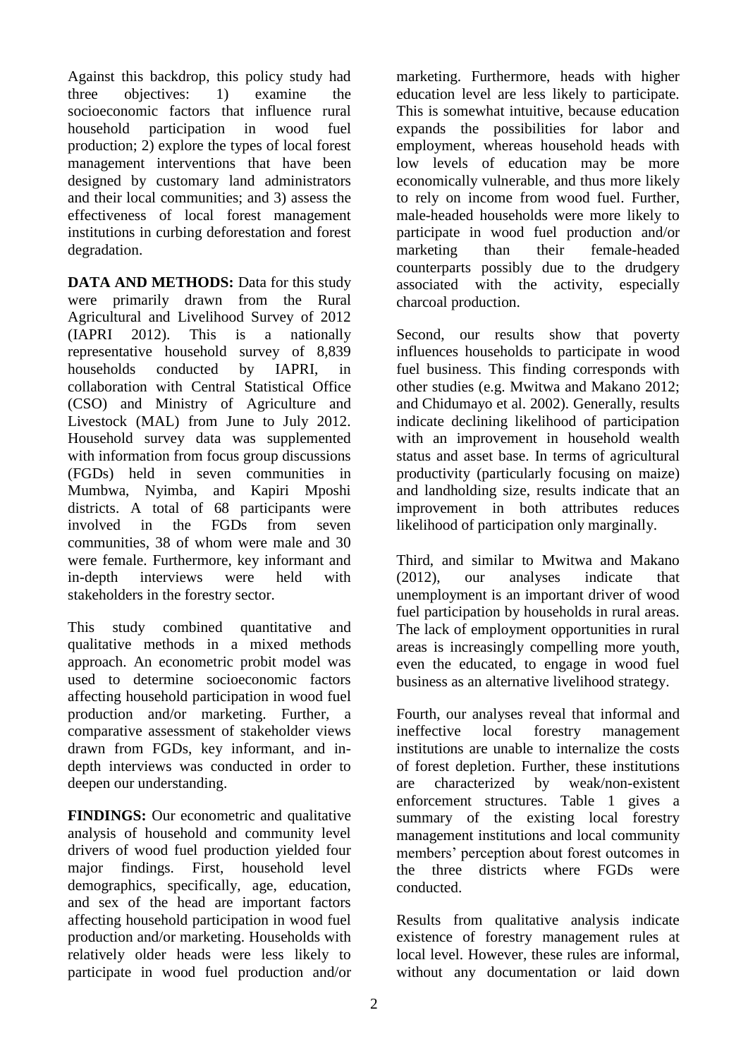Against this backdrop, this policy study had three objectives: 1) examine the socioeconomic factors that influence rural household participation in wood fuel production; 2) explore the types of local forest management interventions that have been designed by customary land administrators and their local communities; and 3) assess the effectiveness of local forest management institutions in curbing deforestation and forest degradation.

**DATA AND METHODS:** Data for this study were primarily drawn from the Rural Agricultural and Livelihood Survey of 2012 (IAPRI 2012). This is a nationally representative household survey of 8,839 households conducted by IAPRI, in collaboration with Central Statistical Office (CSO) and Ministry of Agriculture and Livestock (MAL) from June to July 2012. Household survey data was supplemented with information from focus group discussions (FGDs) held in seven communities in Mumbwa, Nyimba, and Kapiri Mposhi districts. A total of 68 participants were involved in the FGDs from seven communities, 38 of whom were male and 30 were female. Furthermore, key informant and in-depth interviews were held with stakeholders in the forestry sector.

This study combined quantitative and qualitative methods in a mixed methods approach. An econometric probit model was used to determine socioeconomic factors affecting household participation in wood fuel production and/or marketing. Further, a comparative assessment of stakeholder views drawn from FGDs, key informant, and in-depth interviews was conducted in order to deepen our understanding.

**FINDINGS:** Our econometric and qualitative analysis of household and community level drivers of wood fuel production yielded four major findings. First, household level demographics, specifically, age, education, and sex of the head are important factors affecting household participation in wood fuel production and/or marketing. Households with relatively older heads were less likely to participate in wood fuel production and/or marketing. Furthermore, heads with higher education level are less likely to participate. This is somewhat intuitive, because education expands the possibilities for labor and employment, whereas household heads with low levels of education may be more economically vulnerable, and thus more likely to rely on income from wood fuel. Further, male-headed households were more likely to participate in wood fuel production and/or marketing than their female-headed counterparts possibly due to the drudgery associated with the activity, especially charcoal production.

Second, our results show that poverty influences households to participate in wood fuel business. This finding corresponds with other studies (e.g. Mwitwa and Makano 2012; and Chidumayo et al. 2002). Generally, results indicate declining likelihood of participation with an improvement in household wealth status and asset base. In terms of agricultural productivity (particularly focusing on maize) and landholding size, results indicate that an improvement in both attributes reduces likelihood of participation only marginally.

Third, and similar to Mwitwa and Makano (2012), our analyses indicate that unemployment is an important driver of wood fuel participation by households in rural areas. The lack of employment opportunities in rural areas is increasingly compelling more youth, even the educated, to engage in wood fuel business as an alternative livelihood strategy.

Fourth, our analyses reveal that informal and ineffective local forestry management institutions are unable to internalize the costs of forest depletion. Further, these institutions are characterized by weak/non-existent enforcement structures. Table 1 gives a summary of the existing local forestry management institutions and local community members' perception about forest outcomes in the three districts where FGDs were conducted.

Results from qualitative analysis indicate existence of forestry management rules at local level. However, these rules are informal, without any documentation or laid down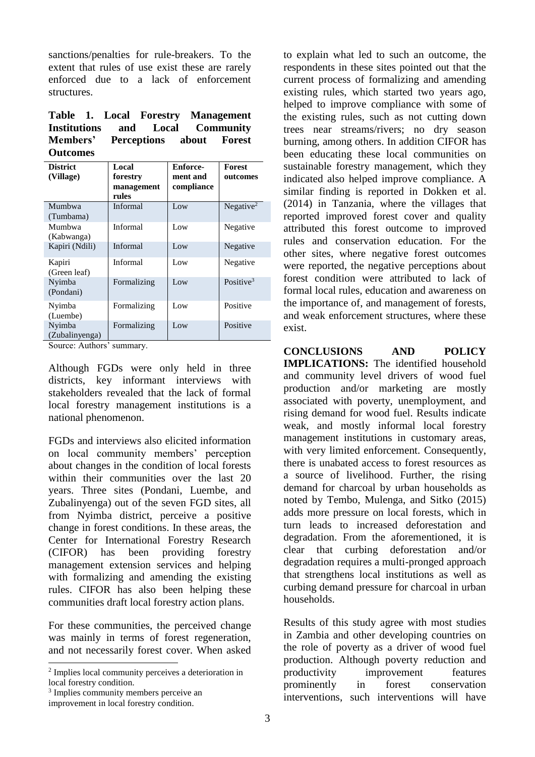sanctions/penalties for rule-breakers. To the extent that rules of use exist these are rarely enforced due to a lack of enforcement structures.

**Table 1. Local Forestry Management Institutions and Local Community Members' Perceptions about Forest Outcomes**

| District (Village) | Local forestry management rules | Enforce-ment and compliance | Forest outcomes |
|---|---|---|---|
| Mumbwa (Tumbama) | Informal | Low | Negative[2] |
| Mumbwa (Kabwanga) | Informal | Low | Negative |
| Kapiri (Ndili) | Informal | Low | Negative |
| Kapiri (Green leaf) | Informal | Low | Negative |
| Nyimba (Pondani) | Formalizing | Low | Positive[3] |
| Nyimba (Luembe) | Formalizing | Low | Positive |
| Nyimba (Zubalinyenga) | Formalizing | Low | Positive |

Source: Authors' summary.

Although FGDs were only held in three districts, key informant interviews with stakeholders revealed that the lack of formal local forestry management institutions is a national phenomenon.

FGDs and interviews also elicited information on local community members' perception about changes in the condition of local forests within their communities over the last 20 years. Three sites (Pondani, Luembe, and Zubalinyenga) out of the seven FGD sites, all from Nyimba district, perceive a positive change in forest conditions. In these areas, the Center for International Forestry Research (CIFOR) has been providing forestry management extension services and helping with formalizing and amending the existing rules. CIFOR has also been helping these communities draft local forestry action plans.

For these communities, the perceived change was mainly in terms of forest regeneration, and not necessarily forest cover. When asked to explain what led to such an outcome, the respondents in these sites pointed out that the current process of formalizing and amending existing rules, which started two years ago, helped to improve compliance with some of the existing rules, such as not cutting down trees near streams/rivers; no dry season burning, among others. In addition CIFOR has been educating these local communities on sustainable forestry management, which they indicated also helped improve compliance. A similar finding is reported in Dokken et al. (2014) in Tanzania, where the villages that reported improved forest cover and quality attributed this forest outcome to improved rules and conservation education. For the other sites, where negative forest outcomes were reported, the negative perceptions about forest condition were attributed to lack of formal local rules, education and awareness on the importance of, and management of forests, and weak enforcement structures, where these exist.

**CONCLUSIONS AND POLICY IMPLICATIONS:** The identified household and community level drivers of wood fuel production and/or marketing are mostly associated with poverty, unemployment, and rising demand for wood fuel. Results indicate weak, and mostly informal local forestry management institutions in customary areas, with very limited enforcement. Consequently, there is unabated access to forest resources as a source of livelihood. Further, the rising demand for charcoal by urban households as noted by Tembo, Mulenga, and Sitko (2015) adds more pressure on local forests, which in turn leads to increased deforestation and degradation. From the aforementioned, it is clear that curbing deforestation and/or degradation requires a multi-pronged approach that strengthens local institutions as well as curbing demand pressure for charcoal in urban households.

Results of this study agree with most studies in Zambia and other developing countries on the role of poverty as a driver of wood fuel production. Although poverty reduction and productivity improvement features prominently in forest conservation interventions, such interventions will have

[2] Implies local community perceives a deterioration in local forestry condition.

[3] Implies community members perceive an improvement in local forestry condition.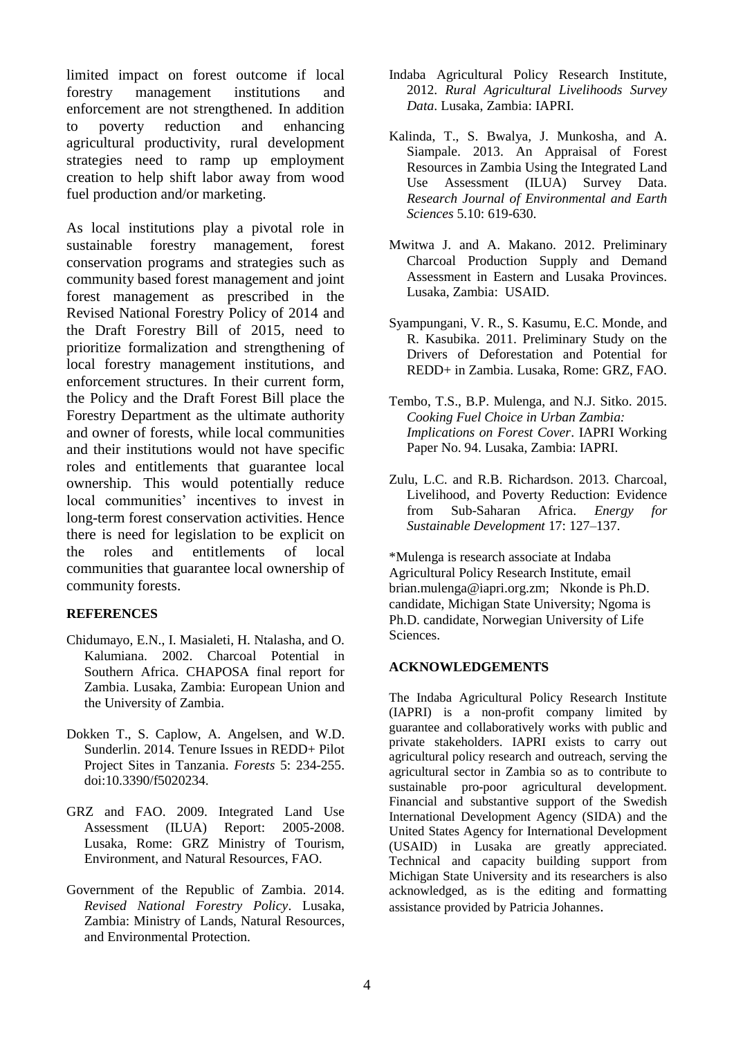limited impact on forest outcome if local forestry management institutions and enforcement are not strengthened. In addition to poverty reduction and enhancing agricultural productivity, rural development strategies need to ramp up employment creation to help shift labor away from wood fuel production and/or marketing.

As local institutions play a pivotal role in sustainable forestry management, forest conservation programs and strategies such as community based forest management and joint forest management as prescribed in the Revised National Forestry Policy of 2014 and the Draft Forestry Bill of 2015, need to prioritize formalization and strengthening of local forestry management institutions, and enforcement structures. In their current form, the Policy and the Draft Forest Bill place the Forestry Department as the ultimate authority and owner of forests, while local communities and their institutions would not have specific roles and entitlements that guarantee local ownership. This would potentially reduce local communities' incentives to invest in long-term forest conservation activities. Hence there is need for legislation to be explicit on the roles and entitlements of local communities that guarantee local ownership of community forests.

## REFERENCES

Chidumayo, E.N., I. Masialeti, H. Ntalasha, and O. Kalumiana. 2002. Charcoal Potential in Southern Africa. CHAPOSA final report for Zambia. Lusaka, Zambia: European Union and the University of Zambia.

Dokken T., S. Caplow, A. Angelsen, and W.D. Sunderlin. 2014. Tenure Issues in REDD+ Pilot Project Sites in Tanzania. *Forests* 5: 234-255. doi:10.3390/f5020234.

GRZ and FAO. 2009. Integrated Land Use Assessment (ILUA) Report: 2005-2008. Lusaka, Rome: GRZ Ministry of Tourism, Environment, and Natural Resources, FAO.

Government of the Republic of Zambia. 2014. *Revised National Forestry Policy*. Lusaka, Zambia: Ministry of Lands, Natural Resources, and Environmental Protection.

Indaba Agricultural Policy Research Institute, 2012. *Rural Agricultural Livelihoods Survey Data*. Lusaka, Zambia: IAPRI.

Kalinda, T., S. Bwalya, J. Munkosha, and A. Siampale. 2013. An Appraisal of Forest Resources in Zambia Using the Integrated Land Use Assessment (ILUA) Survey Data. *Research Journal of Environmental and Earth Sciences* 5.10: 619-630.

Mwitwa J. and A. Makano. 2012. Preliminary Charcoal Production Supply and Demand Assessment in Eastern and Lusaka Provinces. Lusaka, Zambia: USAID.

Syampungani, V. R., S. Kasumu, E.C. Monde, and R. Kasubika. 2011. Preliminary Study on the Drivers of Deforestation and Potential for REDD+ in Zambia. Lusaka, Rome: GRZ, FAO.

Tembo, T.S., B.P. Mulenga, and N.J. Sitko. 2015. *Cooking Fuel Choice in Urban Zambia: Implications on Forest Cover*. IAPRI Working Paper No. 94. Lusaka, Zambia: IAPRI.

Zulu, L.C. and R.B. Richardson. 2013. Charcoal, Livelihood, and Poverty Reduction: Evidence from Sub-Saharan Africa. *Energy for Sustainable Development* 17: 127–137.

*Mulenga is research associate at Indaba Agricultural Policy Research Institute, email brian.mulenga@iapri.org.zm; Nkonde is Ph.D. candidate, Michigan State University; Ngoma is Ph.D. candidate, Norwegian University of Life Sciences.

## ACKNOWLEDGEMENTS

The Indaba Agricultural Policy Research Institute (IAPRI) is a non-profit company limited by guarantee and collaboratively works with public and private stakeholders. IAPRI exists to carry out agricultural policy research and outreach, serving the agricultural sector in Zambia so as to contribute to sustainable pro-poor agricultural development. Financial and substantive support of the Swedish International Development Agency (SIDA) and the United States Agency for International Development (USAID) in Lusaka are greatly appreciated. Technical and capacity building support from Michigan State University and its researchers is also acknowledged, as is the editing and formatting assistance provided by Patricia Johannes.